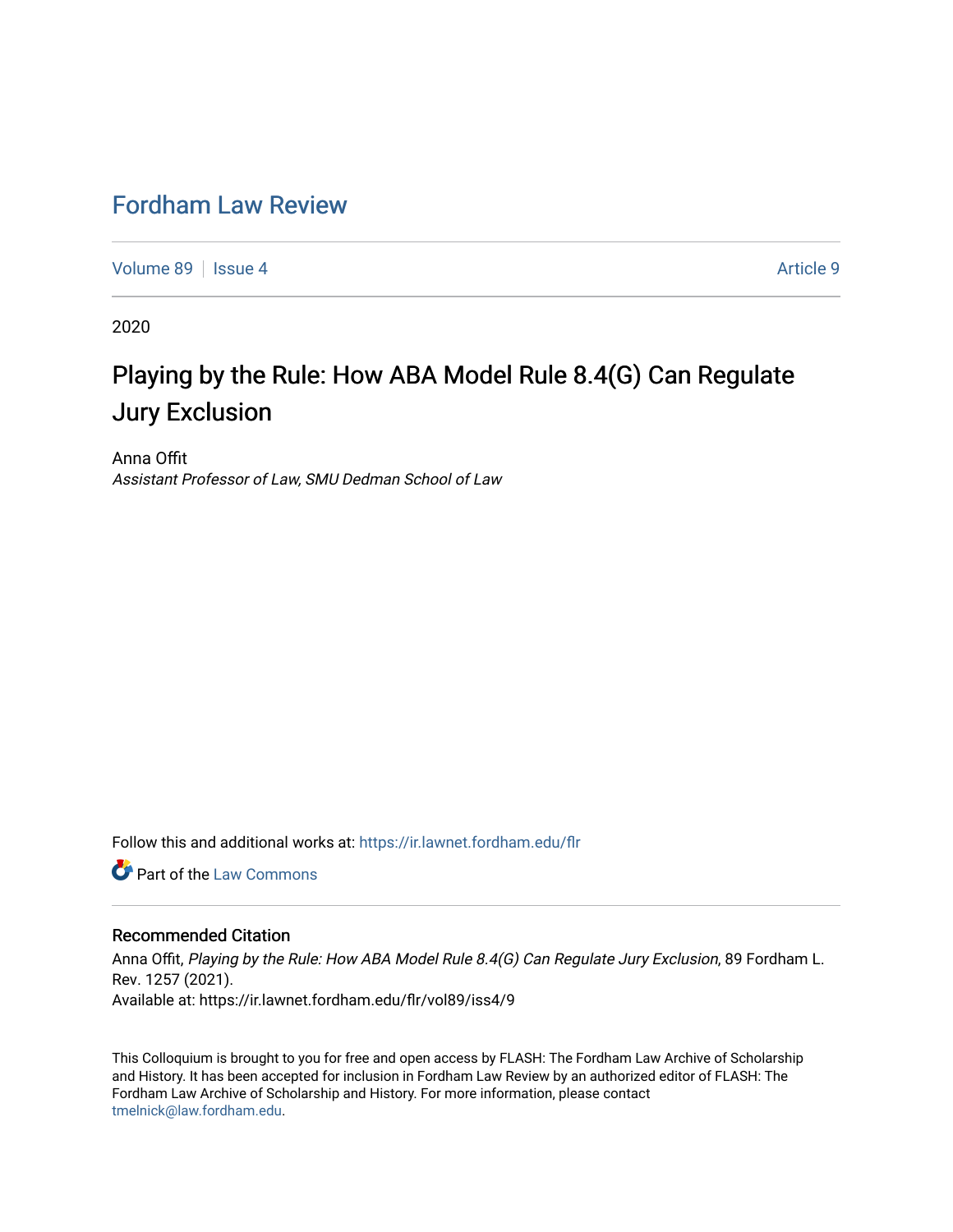# Fordham Law Review

Volume 89 | Issue 4 | Article 9

2020

## Playing by the Rule: How ABA Model Rule 8.4(G) Can Regulate Jury Exclusion

Anna Offit
*Assistant Professor of Law, SMU Dedman School of Law*

Follow this and additional works at: https://ir.lawnet.fordham.edu/flr

Part of the Law Commons

### Recommended Citation

Anna Offit, *Playing by the Rule: How ABA Model Rule 8.4(G) Can Regulate Jury Exclusion*, 89 Fordham L. Rev. 1257 (2021).
Available at: https://ir.lawnet.fordham.edu/flr/vol89/iss4/9

This Colloquium is brought to you for free and open access by FLASH: The Fordham Law Archive of Scholarship and History. It has been accepted for inclusion in Fordham Law Review by an authorized editor of FLASH: The Fordham Law Archive of Scholarship and History. For more information, please contact tmelnick@law.fordham.edu.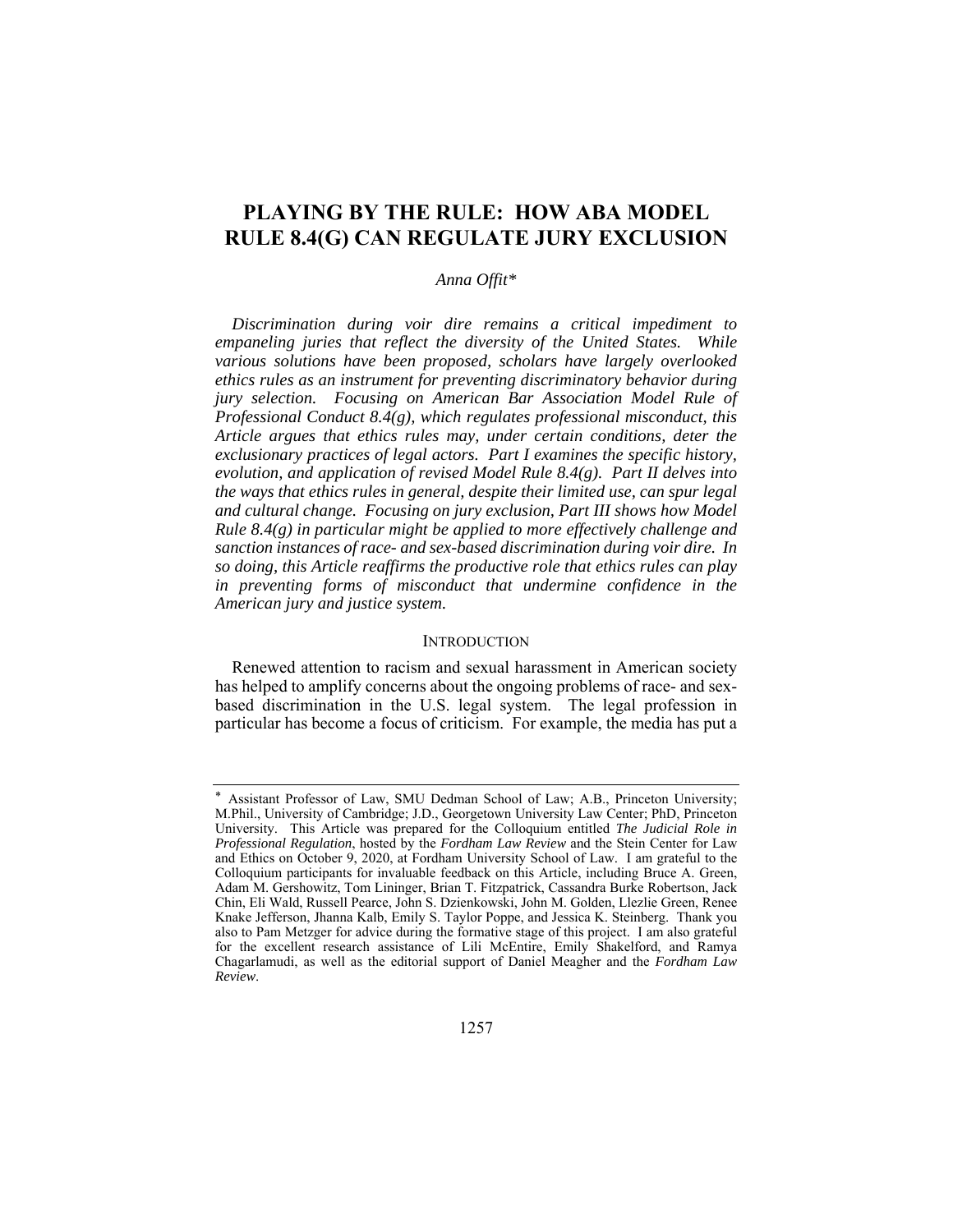# PLAYING BY THE RULE: HOW ABA MODEL RULE 8.4(G) CAN REGULATE JURY EXCLUSION

*Anna Offit\**

*Discrimination during voir dire remains a critical impediment to empaneling juries that reflect the diversity of the United States. While various solutions have been proposed, scholars have largely overlooked ethics rules as an instrument for preventing discriminatory behavior during jury selection. Focusing on American Bar Association Model Rule of Professional Conduct 8.4(g), which regulates professional misconduct, this Article argues that ethics rules may, under certain conditions, deter the exclusionary practices of legal actors. Part I examines the specific history, evolution, and application of revised Model Rule 8.4(g). Part II delves into the ways that ethics rules in general, despite their limited use, can spur legal and cultural change. Focusing on jury exclusion, Part III shows how Model Rule 8.4(g) in particular might be applied to more effectively challenge and sanction instances of race- and sex-based discrimination during voir dire. In so doing, this Article reaffirms the productive role that ethics rules can play in preventing forms of misconduct that undermine confidence in the American jury and justice system.*

## INTRODUCTION

Renewed attention to racism and sexual harassment in American society has helped to amplify concerns about the ongoing problems of race- and sex-based discrimination in the U.S. legal system. The legal profession in particular has become a focus of criticism. For example, the media has put a

---

\* Assistant Professor of Law, SMU Dedman School of Law; A.B., Princeton University; M.Phil., University of Cambridge; J.D., Georgetown University Law Center; PhD, Princeton University. This Article was prepared for the Colloquium entitled *The Judicial Role in Professional Regulation*, hosted by the *Fordham Law Review* and the Stein Center for Law and Ethics on October 9, 2020, at Fordham University School of Law. I am grateful to the Colloquium participants for invaluable feedback on this Article, including Bruce A. Green, Adam M. Gershowitz, Tom Lininger, Brian T. Fitzpatrick, Cassandra Burke Robertson, Jack Chin, Eli Wald, Russell Pearce, John S. Dzienkowski, John M. Golden, Llezlie Green, Renee Knake Jefferson, Jhanna Kalb, Emily S. Taylor Poppe, and Jessica K. Steinberg. Thank you also to Pam Metzger for advice during the formative stage of this project. I am also grateful for the excellent research assistance of Lili McEntire, Emily Shakelford, and Ramya Chagarlamudi, as well as the editorial support of Daniel Meagher and the *Fordham Law Review*.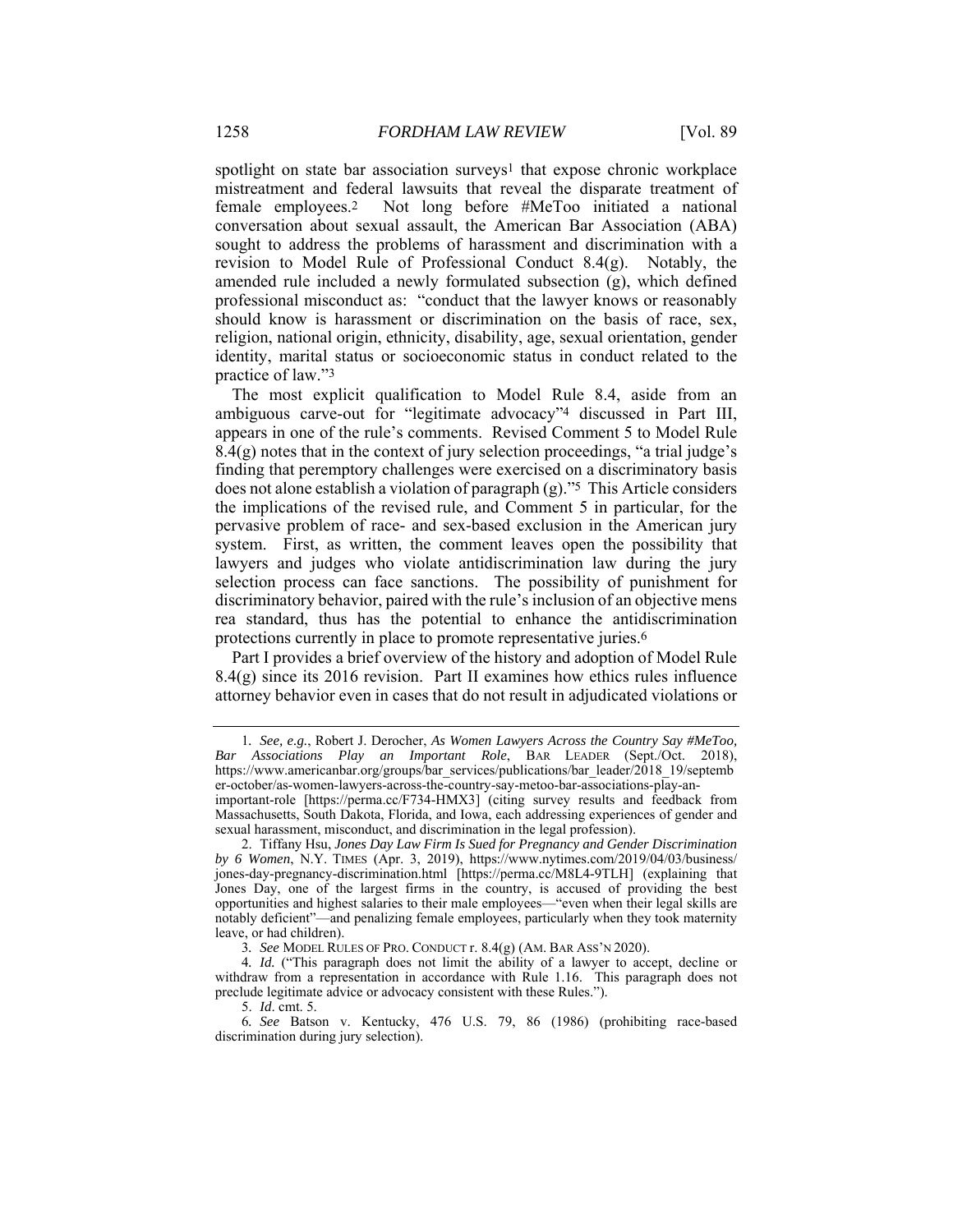spotlight on state bar association surveys[1] that expose chronic workplace mistreatment and federal lawsuits that reveal the disparate treatment of female employees.[2] Not long before #MeToo initiated a national conversation about sexual assault, the American Bar Association (ABA) sought to address the problems of harassment and discrimination with a revision to Model Rule of Professional Conduct 8.4(g). Notably, the amended rule included a newly formulated subsection (g), which defined professional misconduct as: "conduct that the lawyer knows or reasonably should know is harassment or discrimination on the basis of race, sex, religion, national origin, ethnicity, disability, age, sexual orientation, gender identity, marital status or socioeconomic status in conduct related to the practice of law."[3]

The most explicit qualification to Model Rule 8.4, aside from an ambiguous carve-out for "legitimate advocacy"[4] discussed in Part III, appears in one of the rule's comments. Revised Comment 5 to Model Rule 8.4(g) notes that in the context of jury selection proceedings, "a trial judge's finding that peremptory challenges were exercised on a discriminatory basis does not alone establish a violation of paragraph (g)."[5] This Article considers the implications of the revised rule, and Comment 5 in particular, for the pervasive problem of race- and sex-based exclusion in the American jury system. First, as written, the comment leaves open the possibility that lawyers and judges who violate antidiscrimination law during the jury selection process can face sanctions. The possibility of punishment for discriminatory behavior, paired with the rule's inclusion of an objective mens rea standard, thus has the potential to enhance the antidiscrimination protections currently in place to promote representative juries.[6]

Part I provides a brief overview of the history and adoption of Model Rule 8.4(g) since its 2016 revision. Part II examines how ethics rules influence attorney behavior even in cases that do not result in adjudicated violations or

---

1. *See, e.g.*, Robert J. Derocher, *As Women Lawyers Across the Country Say #MeToo, Bar Associations Play an Important Role*, BAR LEADER (Sept./Oct. 2018), https://www.americanbar.org/groups/bar_services/publications/bar_leader/2018_19/september-october/as-women-lawyers-across-the-country-say-metoo-bar-associations-play-an-important-role [https://perma.cc/F734-HMX3] (citing survey results and feedback from Massachusetts, South Dakota, Florida, and Iowa, each addressing experiences of gender and sexual harassment, misconduct, and discrimination in the legal profession).

2. Tiffany Hsu, *Jones Day Law Firm Is Sued for Pregnancy and Gender Discrimination by 6 Women*, N.Y. TIMES (Apr. 3, 2019), https://www.nytimes.com/2019/04/03/business/jones-day-pregnancy-discrimination.html [https://perma.cc/M8L4-9TLH] (explaining that Jones Day, one of the largest firms in the country, is accused of providing the best opportunities and highest salaries to their male employees—"even when their legal skills are notably deficient"—and penalizing female employees, particularly when they took maternity leave, or had children).

3. *See* MODEL RULES OF PRO. CONDUCT r. 8.4(g) (AM. BAR ASS'N 2020).

4. *Id.* ("This paragraph does not limit the ability of a lawyer to accept, decline or withdraw from a representation in accordance with Rule 1.16. This paragraph does not preclude legitimate advice or advocacy consistent with these Rules.").

5. *Id*. cmt. 5.

6. *See* Batson v. Kentucky, 476 U.S. 79, 86 (1986) (prohibiting race-based discrimination during jury selection).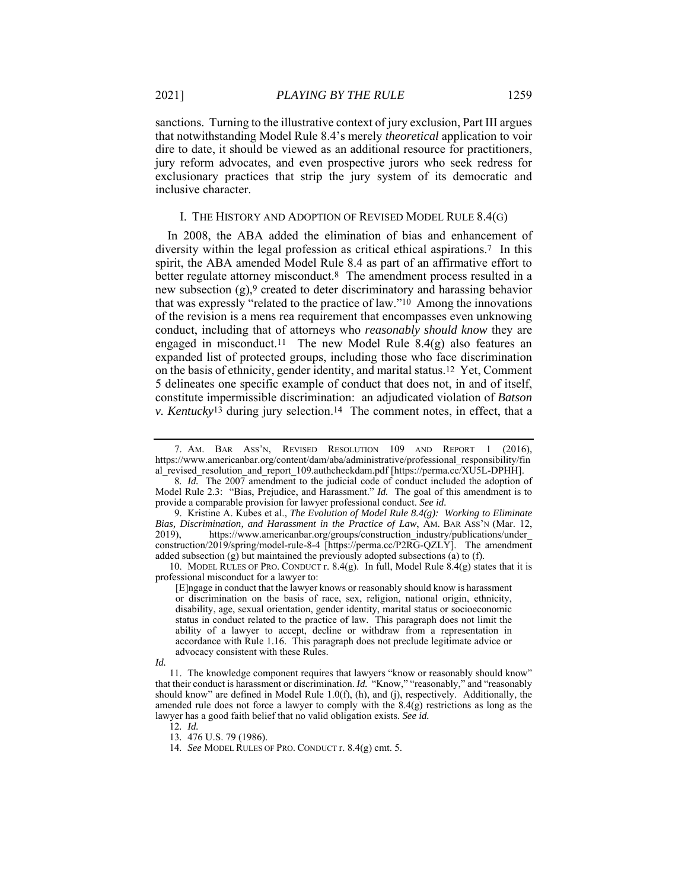sanctions. Turning to the illustrative context of jury exclusion, Part III argues that notwithstanding Model Rule 8.4's merely *theoretical* application to voir dire to date, it should be viewed as an additional resource for practitioners, jury reform advocates, and even prospective jurors who seek redress for exclusionary practices that strip the jury system of its democratic and inclusive character.

## I. THE HISTORY AND ADOPTION OF REVISED MODEL RULE 8.4(G)

In 2008, the ABA added the elimination of bias and enhancement of diversity within the legal profession as critical ethical aspirations.[7] In this spirit, the ABA amended Model Rule 8.4 as part of an affirmative effort to better regulate attorney misconduct.[8] The amendment process resulted in a new subsection (g),[9] created to deter discriminatory and harassing behavior that was expressly "related to the practice of law."[10] Among the innovations of the revision is a mens rea requirement that encompasses even unknowing conduct, including that of attorneys who *reasonably should know* they are engaged in misconduct.[11] The new Model Rule 8.4(g) also features an expanded list of protected groups, including those who face discrimination on the basis of ethnicity, gender identity, and marital status.[12] Yet, Comment 5 delineates one specific example of conduct that does not, in and of itself, constitute impermissible discrimination: an adjudicated violation of *Batson v. Kentucky*[13] during jury selection.[14] The comment notes, in effect, that a

---

7. AM. BAR ASS'N, REVISED RESOLUTION 109 AND REPORT 1 (2016), https://www.americanbar.org/content/dam/aba/administrative/professional_responsibility/final_revised_resolution_and_report_109.authcheckdam.pdf [https://perma.cc/XU5L-DPHH].

8. *Id.* The 2007 amendment to the judicial code of conduct included the adoption of Model Rule 2.3: "Bias, Prejudice, and Harassment." *Id.* The goal of this amendment is to provide a comparable provision for lawyer professional conduct. *See id.*

9. Kristine A. Kubes et al., *The Evolution of Model Rule 8.4(g): Working to Eliminate Bias, Discrimination, and Harassment in the Practice of Law*, AM. BAR ASS'N (Mar. 12, 2019), https://www.americanbar.org/groups/construction_industry/publications/under_construction/2019/spring/model-rule-8-4 [https://perma.cc/P2RG-QZLY]. The amendment added subsection (g) but maintained the previously adopted subsections (a) to (f).

10. MODEL RULES OF PRO. CONDUCT r. 8.4(g). In full, Model Rule 8.4(g) states that it is professional misconduct for a lawyer to:

> [E]ngage in conduct that the lawyer knows or reasonably should know is harassment or discrimination on the basis of race, sex, religion, national origin, ethnicity, disability, age, sexual orientation, gender identity, marital status or socioeconomic status in conduct related to the practice of law. This paragraph does not limit the ability of a lawyer to accept, decline or withdraw from a representation in accordance with Rule 1.16. This paragraph does not preclude legitimate advice or advocacy consistent with these Rules.

*Id.*

11. The knowledge component requires that lawyers "know or reasonably should know" that their conduct is harassment or discrimination. *Id.* "Know," "reasonably," and "reasonably should know" are defined in Model Rule 1.0(f), (h), and (j), respectively. Additionally, the amended rule does not force a lawyer to comply with the 8.4(g) restrictions as long as the lawyer has a good faith belief that no valid obligation exists. *See id.*

12. *Id.*

13. 476 U.S. 79 (1986).

14. *See* MODEL RULES OF PRO. CONDUCT r. 8.4(g) cmt. 5.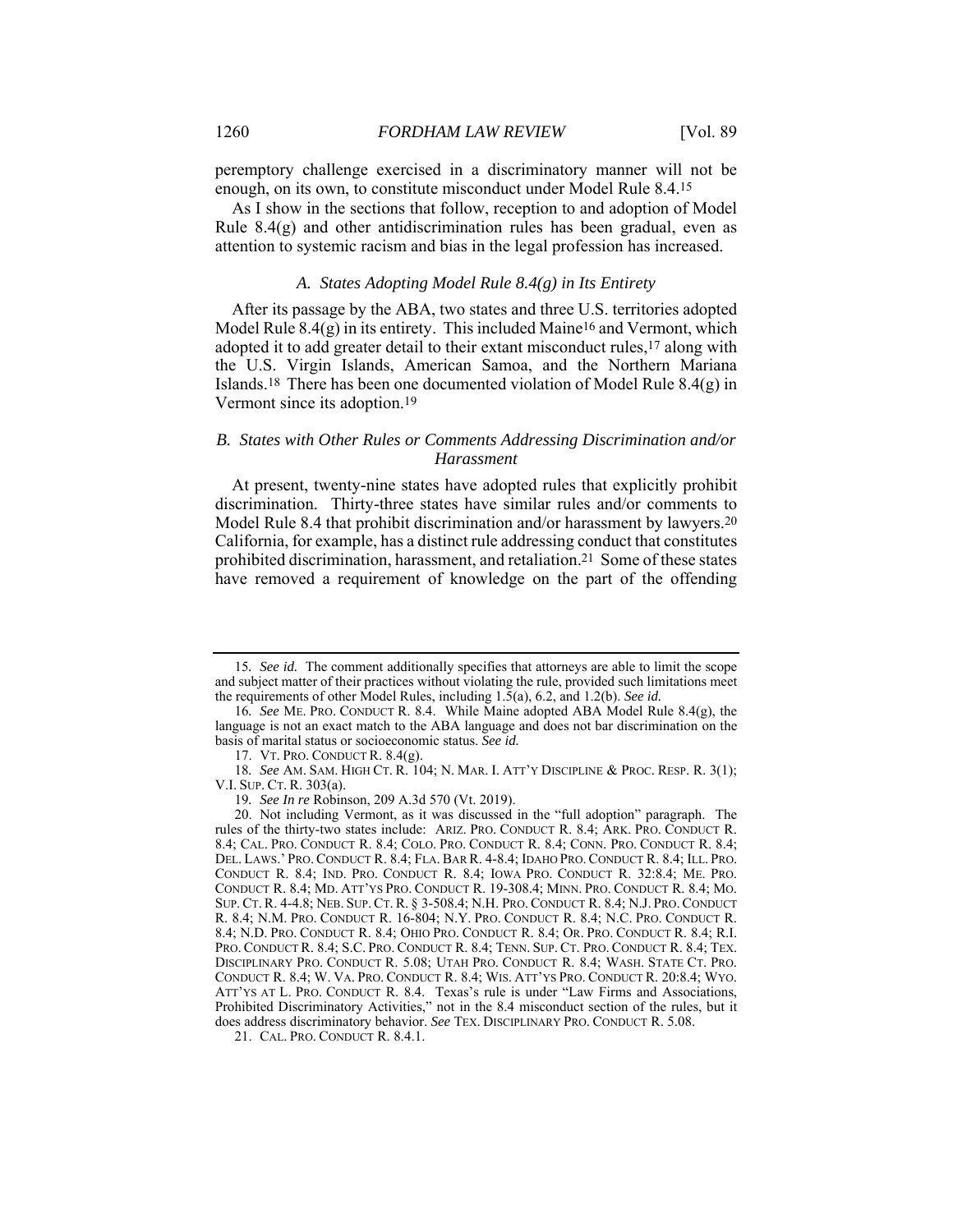peremptory challenge exercised in a discriminatory manner will not be enough, on its own, to constitute misconduct under Model Rule 8.4.[15]

As I show in the sections that follow, reception to and adoption of Model Rule 8.4(g) and other antidiscrimination rules has been gradual, even as attention to systemic racism and bias in the legal profession has increased.

### *A. States Adopting Model Rule 8.4(g) in Its Entirety*

After its passage by the ABA, two states and three U.S. territories adopted Model Rule 8.4(g) in its entirety. This included Maine[16] and Vermont, which adopted it to add greater detail to their extant misconduct rules,[17] along with the U.S. Virgin Islands, American Samoa, and the Northern Mariana Islands.[18] There has been one documented violation of Model Rule 8.4(g) in Vermont since its adoption.[19]

### *B. States with Other Rules or Comments Addressing Discrimination and/or Harassment*

At present, twenty-nine states have adopted rules that explicitly prohibit discrimination. Thirty-three states have similar rules and/or comments to Model Rule 8.4 that prohibit discrimination and/or harassment by lawyers.[20] California, for example, has a distinct rule addressing conduct that constitutes prohibited discrimination, harassment, and retaliation.[21] Some of these states have removed a requirement of knowledge on the part of the offending

---

15. *See id.* The comment additionally specifies that attorneys are able to limit the scope and subject matter of their practices without violating the rule, provided such limitations meet the requirements of other Model Rules, including 1.5(a), 6.2, and 1.2(b). *See id.*

16. *See* ME. PRO. CONDUCT R. 8.4. While Maine adopted ABA Model Rule 8.4(g), the language is not an exact match to the ABA language and does not bar discrimination on the basis of marital status or socioeconomic status. *See id.*

17. VT. PRO. CONDUCT R. 8.4(g).

18. *See* AM. SAM. HIGH CT. R. 104; N. MAR. I. ATT'Y DISCIPLINE & PROC. RESP. R. 3(1); V.I. SUP. CT. R. 303(a).

19. *See In re* Robinson, 209 A.3d 570 (Vt. 2019).

20. Not including Vermont, as it was discussed in the "full adoption" paragraph. The rules of the thirty-two states include: ARIZ. PRO. CONDUCT R. 8.4; ARK. PRO. CONDUCT R. 8.4; CAL. PRO. CONDUCT R. 8.4; COLO. PRO. CONDUCT R. 8.4; CONN. PRO. CONDUCT R. 8.4; DEL. LAWS.' PRO. CONDUCT R. 8.4; FLA. BAR R. 4-8.4; IDAHO PRO. CONDUCT R. 8.4; ILL. PRO. CONDUCT R. 8.4; IND. PRO. CONDUCT R. 8.4; IOWA PRO. CONDUCT R. 32:8.4; ME. PRO. CONDUCT R. 8.4; MD. ATT'YS PRO. CONDUCT R. 19-308.4; MINN. PRO. CONDUCT R. 8.4; MO. SUP. CT. R. 4-4.8; NEB. SUP. CT. R. § 3-508.4; N.H. PRO. CONDUCT R. 8.4; N.J. PRO. CONDUCT R. 8.4; N.M. PRO. CONDUCT R. 16-804; N.Y. PRO. CONDUCT R. 8.4; N.C. PRO. CONDUCT R. 8.4; N.D. PRO. CONDUCT R. 8.4; OHIO PRO. CONDUCT R. 8.4; OR. PRO. CONDUCT R. 8.4; R.I. PRO. CONDUCT R. 8.4; S.C. PRO. CONDUCT R. 8.4; TENN. SUP. CT. PRO. CONDUCT R. 8.4; TEX. DISCIPLINARY PRO. CONDUCT R. 5.08; UTAH PRO. CONDUCT R. 8.4; WASH. STATE CT. PRO. CONDUCT R. 8.4; W. VA. PRO. CONDUCT R. 8.4; WIS. ATT'YS PRO. CONDUCT R. 20:8.4; WYO. ATT'YS AT L. PRO. CONDUCT R. 8.4. Texas's rule is under "Law Firms and Associations, Prohibited Discriminatory Activities," not in the 8.4 misconduct section of the rules, but it does address discriminatory behavior. *See* TEX. DISCIPLINARY PRO. CONDUCT R. 5.08.

21. CAL. PRO. CONDUCT R. 8.4.1.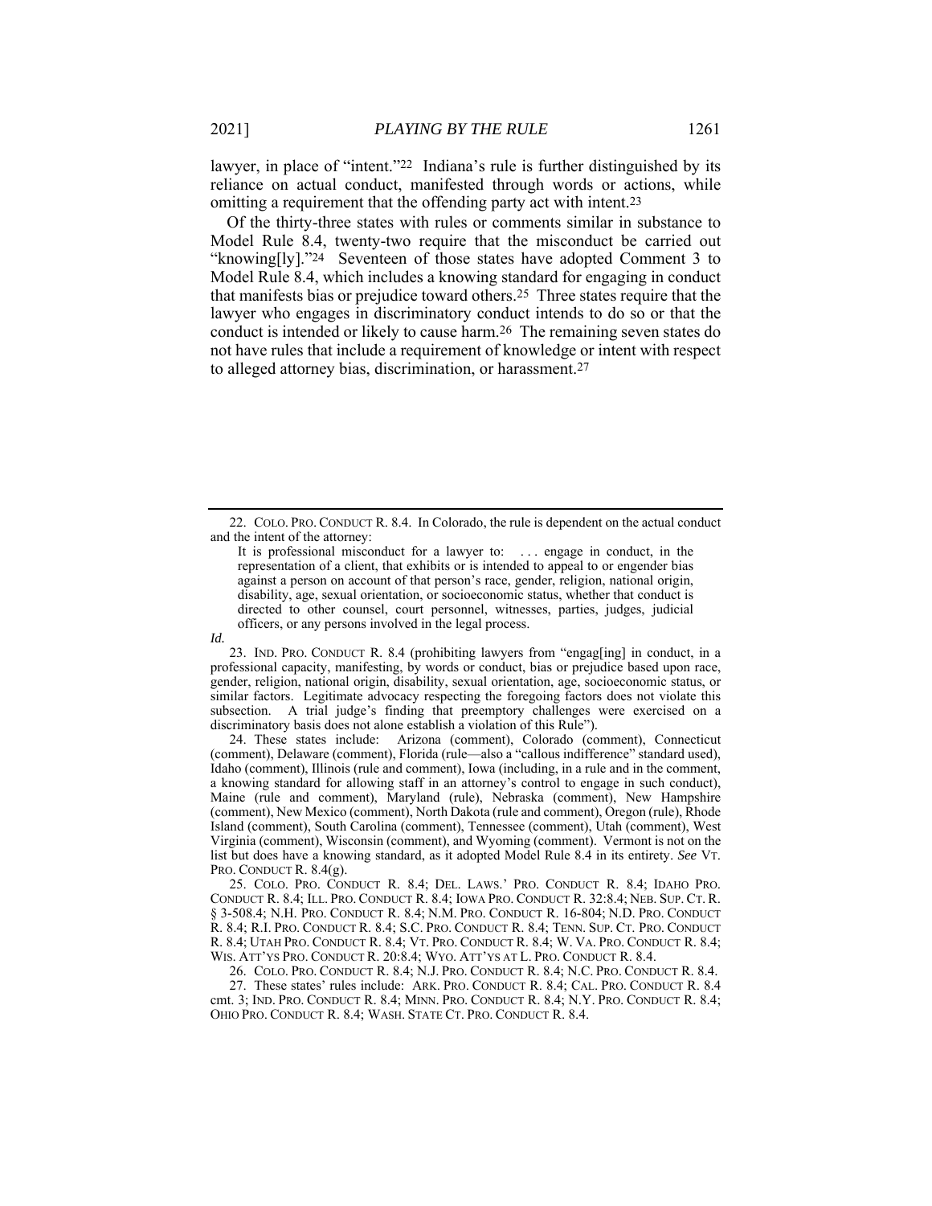lawyer, in place of "intent."[22] Indiana's rule is further distinguished by its reliance on actual conduct, manifested through words or actions, while omitting a requirement that the offending party act with intent.[23]

Of the thirty-three states with rules or comments similar in substance to Model Rule 8.4, twenty-two require that the misconduct be carried out "knowing[ly]."[24] Seventeen of those states have adopted Comment 3 to Model Rule 8.4, which includes a knowing standard for engaging in conduct that manifests bias or prejudice toward others.[25] Three states require that the lawyer who engages in discriminatory conduct intends to do so or that the conduct is intended or likely to cause harm.[26] The remaining seven states do not have rules that include a requirement of knowledge or intent with respect to alleged attorney bias, discrimination, or harassment.[27]

---

22. COLO. PRO. CONDUCT R. 8.4. In Colorado, the rule is dependent on the actual conduct and the intent of the attorney:

> It is professional misconduct for a lawyer to: . . . engage in conduct, in the representation of a client, that exhibits or is intended to appeal to or engender bias against a person on account of that person's race, gender, religion, national origin, disability, age, sexual orientation, or socioeconomic status, whether that conduct is directed to other counsel, court personnel, witnesses, parties, judges, judicial officers, or any persons involved in the legal process.

*Id.*

23. IND. PRO. CONDUCT R. 8.4 (prohibiting lawyers from "engag[ing] in conduct, in a professional capacity, manifesting, by words or conduct, bias or prejudice based upon race, gender, religion, national origin, disability, sexual orientation, age, socioeconomic status, or similar factors. Legitimate advocacy respecting the foregoing factors does not violate this subsection. A trial judge's finding that preemptory challenges were exercised on a discriminatory basis does not alone establish a violation of this Rule").

24. These states include: Arizona (comment), Colorado (comment), Connecticut (comment), Delaware (comment), Florida (rule—also a "callous indifference" standard used), Idaho (comment), Illinois (rule and comment), Iowa (including, in a rule and in the comment, a knowing standard for allowing staff in an attorney's control to engage in such conduct), Maine (rule and comment), Maryland (rule), Nebraska (comment), New Hampshire (comment), New Mexico (comment), North Dakota (rule and comment), Oregon (rule), Rhode Island (comment), South Carolina (comment), Tennessee (comment), Utah (comment), West Virginia (comment), Wisconsin (comment), and Wyoming (comment). Vermont is not on the list but does have a knowing standard, as it adopted Model Rule 8.4 in its entirety. *See* VT. PRO. CONDUCT R. 8.4(g).

25. COLO. PRO. CONDUCT R. 8.4; DEL. LAWS.' PRO. CONDUCT R. 8.4; IDAHO PRO. CONDUCT R. 8.4; ILL. PRO. CONDUCT R. 8.4; IOWA PRO. CONDUCT R. 32:8.4; NEB. SUP. CT. R. § 3-508.4; N.H. PRO. CONDUCT R. 8.4; N.M. PRO. CONDUCT R. 16-804; N.D. PRO. CONDUCT R. 8.4; R.I. PRO. CONDUCT R. 8.4; S.C. PRO. CONDUCT R. 8.4; TENN. SUP. CT. PRO. CONDUCT R. 8.4; UTAH PRO. CONDUCT R. 8.4; VT. PRO. CONDUCT R. 8.4; W. VA. PRO. CONDUCT R. 8.4; WIS. ATT'YS PRO. CONDUCT R. 20:8.4; WYO. ATT'YS AT L. PRO. CONDUCT R. 8.4.

26. COLO. PRO. CONDUCT R. 8.4; N.J. PRO. CONDUCT R. 8.4; N.C. PRO. CONDUCT R. 8.4.

27. These states' rules include: ARK. PRO. CONDUCT R. 8.4; CAL. PRO. CONDUCT R. 8.4 cmt. 3; IND. PRO. CONDUCT R. 8.4; MINN. PRO. CONDUCT R. 8.4; N.Y. PRO. CONDUCT R. 8.4; OHIO PRO. CONDUCT R. 8.4; WASH. STATE CT. PRO. CONDUCT R. 8.4.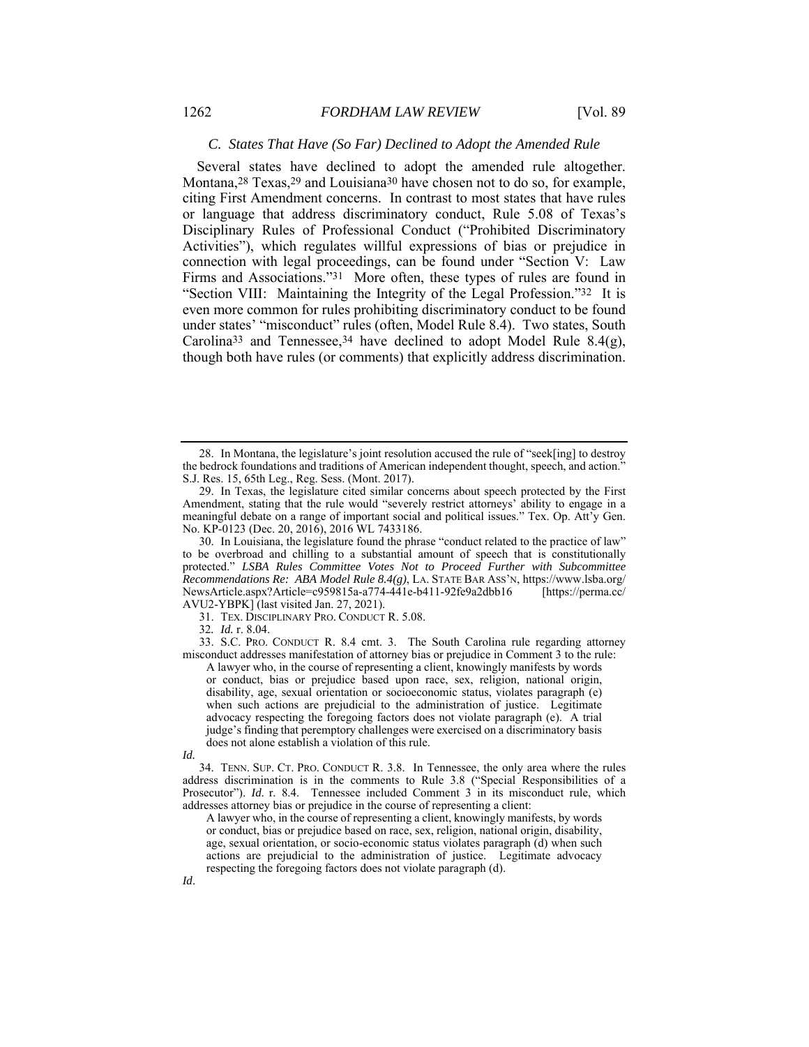### C. States That Have (So Far) Declined to Adopt the Amended Rule

Several states have declined to adopt the amended rule altogether. Montana,[28] Texas,[29] and Louisiana[30] have chosen not to do so, for example, citing First Amendment concerns. In contrast to most states that have rules or language that address discriminatory conduct, Rule 5.08 of Texas's Disciplinary Rules of Professional Conduct ("Prohibited Discriminatory Activities"), which regulates willful expressions of bias or prejudice in connection with legal proceedings, can be found under "Section V: Law Firms and Associations."[31] More often, these types of rules are found in "Section VIII: Maintaining the Integrity of the Legal Profession."[32] It is even more common for rules prohibiting discriminatory conduct to be found under states' "misconduct" rules (often, Model Rule 8.4). Two states, South Carolina[33] and Tennessee,[34] have declined to adopt Model Rule 8.4(g), though both have rules (or comments) that explicitly address discrimination.

---

28. In Montana, the legislature's joint resolution accused the rule of "seek[ing] to destroy the bedrock foundations and traditions of American independent thought, speech, and action." S.J. Res. 15, 65th Leg., Reg. Sess. (Mont. 2017).

29. In Texas, the legislature cited similar concerns about speech protected by the First Amendment, stating that the rule would "severely restrict attorneys' ability to engage in a meaningful debate on a range of important social and political issues." Tex. Op. Att'y Gen. No. KP-0123 (Dec. 20, 2016), 2016 WL 7433186.

30. In Louisiana, the legislature found the phrase "conduct related to the practice of law" to be overbroad and chilling to a substantial amount of speech that is constitutionally protected." *LSBA Rules Committee Votes Not to Proceed Further with Subcommittee Recommendations Re: ABA Model Rule 8.4(g)*, LA. STATE BAR ASS'N, https://www.lsba.org/NewsArticle.aspx?Article=c959815a-a774-441e-b411-92fe9a2dbb16 [https://perma.cc/AVU2-YBPK] (last visited Jan. 27, 2021).

31. TEX. DISCIPLINARY PRO. CONDUCT R. 5.08.

32. *Id.* r. 8.04.

33. S.C. PRO. CONDUCT R. 8.4 cmt. 3. The South Carolina rule regarding attorney misconduct addresses manifestation of attorney bias or prejudice in Comment 3 to the rule:

> A lawyer who, in the course of representing a client, knowingly manifests by words or conduct, bias or prejudice based upon race, sex, religion, national origin, disability, age, sexual orientation or socioeconomic status, violates paragraph (e) when such actions are prejudicial to the administration of justice. Legitimate advocacy respecting the foregoing factors does not violate paragraph (e). A trial judge's finding that peremptory challenges were exercised on a discriminatory basis does not alone establish a violation of this rule.

*Id.*

34. TENN. SUP. CT. PRO. CONDUCT R. 3.8. In Tennessee, the only area where the rules address discrimination is in the comments to Rule 3.8 ("Special Responsibilities of a Prosecutor"). *Id.* r. 8.4. Tennessee included Comment 3 in its misconduct rule, which addresses attorney bias or prejudice in the course of representing a client:

> A lawyer who, in the course of representing a client, knowingly manifests, by words or conduct, bias or prejudice based on race, sex, religion, national origin, disability, age, sexual orientation, or socio-economic status violates paragraph (d) when such actions are prejudicial to the administration of justice. Legitimate advocacy respecting the foregoing factors does not violate paragraph (d).

*Id*.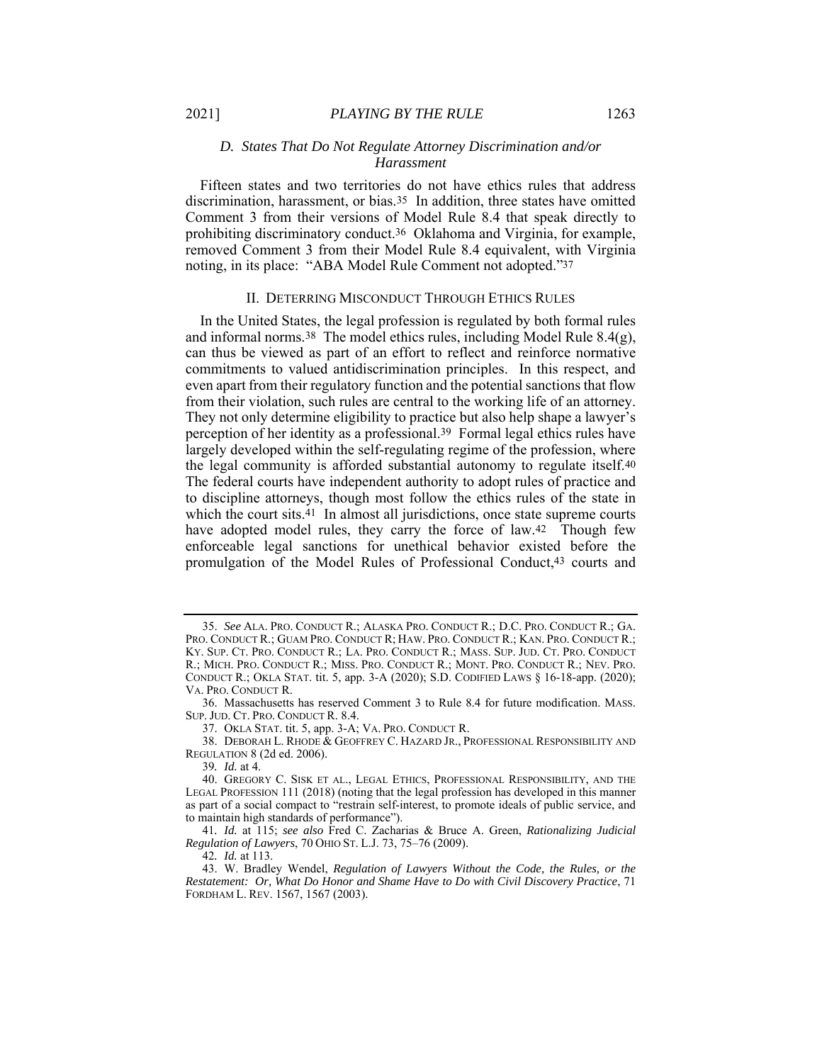### D. States That Do Not Regulate Attorney Discrimination and/or Harassment

Fifteen states and two territories do not have ethics rules that address discrimination, harassment, or bias.[35] In addition, three states have omitted Comment 3 from their versions of Model Rule 8.4 that speak directly to prohibiting discriminatory conduct.[36] Oklahoma and Virginia, for example, removed Comment 3 from their Model Rule 8.4 equivalent, with Virginia noting, in its place: "ABA Model Rule Comment not adopted."[37]

## II. DETERRING MISCONDUCT THROUGH ETHICS RULES

In the United States, the legal profession is regulated by both formal rules and informal norms.[38] The model ethics rules, including Model Rule 8.4(g), can thus be viewed as part of an effort to reflect and reinforce normative commitments to valued antidiscrimination principles. In this respect, and even apart from their regulatory function and the potential sanctions that flow from their violation, such rules are central to the working life of an attorney. They not only determine eligibility to practice but also help shape a lawyer's perception of her identity as a professional.[39] Formal legal ethics rules have largely developed within the self-regulating regime of the profession, where the legal community is afforded substantial autonomy to regulate itself.[40] The federal courts have independent authority to adopt rules of practice and to discipline attorneys, though most follow the ethics rules of the state in which the court sits.[41] In almost all jurisdictions, once state supreme courts have adopted model rules, they carry the force of law.[42] Though few enforceable legal sanctions for unethical behavior existed before the promulgation of the Model Rules of Professional Conduct,[43] courts and

---

35. *See* ALA. PRO. CONDUCT R.; ALASKA PRO. CONDUCT R.; D.C. PRO. CONDUCT R.; GA. PRO. CONDUCT R.; GUAM PRO. CONDUCT R; HAW. PRO. CONDUCT R.; KAN. PRO. CONDUCT R.; KY. SUP. CT. PRO. CONDUCT R.; LA. PRO. CONDUCT R.; MASS. SUP. JUD. CT. PRO. CONDUCT R.; MICH. PRO. CONDUCT R.; MISS. PRO. CONDUCT R.; MONT. PRO. CONDUCT R.; NEV. PRO. CONDUCT R.; OKLA STAT. tit. 5, app. 3-A (2020); S.D. CODIFIED LAWS § 16-18-app. (2020); VA. PRO. CONDUCT R.

36. Massachusetts has reserved Comment 3 to Rule 8.4 for future modification. MASS. SUP. JUD. CT. PRO. CONDUCT R. 8.4.

37. OKLA STAT. tit. 5, app. 3-A; VA. PRO. CONDUCT R.

38. DEBORAH L. RHODE & GEOFFREY C. HAZARD JR., PROFESSIONAL RESPONSIBILITY AND REGULATION 8 (2d ed. 2006).

39. *Id.* at 4.

40. GREGORY C. SISK ET AL., LEGAL ETHICS, PROFESSIONAL RESPONSIBILITY, AND THE LEGAL PROFESSION 111 (2018) (noting that the legal profession has developed in this manner as part of a social compact to "restrain self-interest, to promote ideals of public service, and to maintain high standards of performance").

41. *Id.* at 115; *see also* Fred C. Zacharias & Bruce A. Green, *Rationalizing Judicial Regulation of Lawyers*, 70 OHIO ST. L.J. 73, 75–76 (2009).

42. *Id.* at 113.

43. W. Bradley Wendel, *Regulation of Lawyers Without the Code, the Rules, or the Restatement: Or, What Do Honor and Shame Have to Do with Civil Discovery Practice*, 71 FORDHAM L. REV. 1567, 1567 (2003).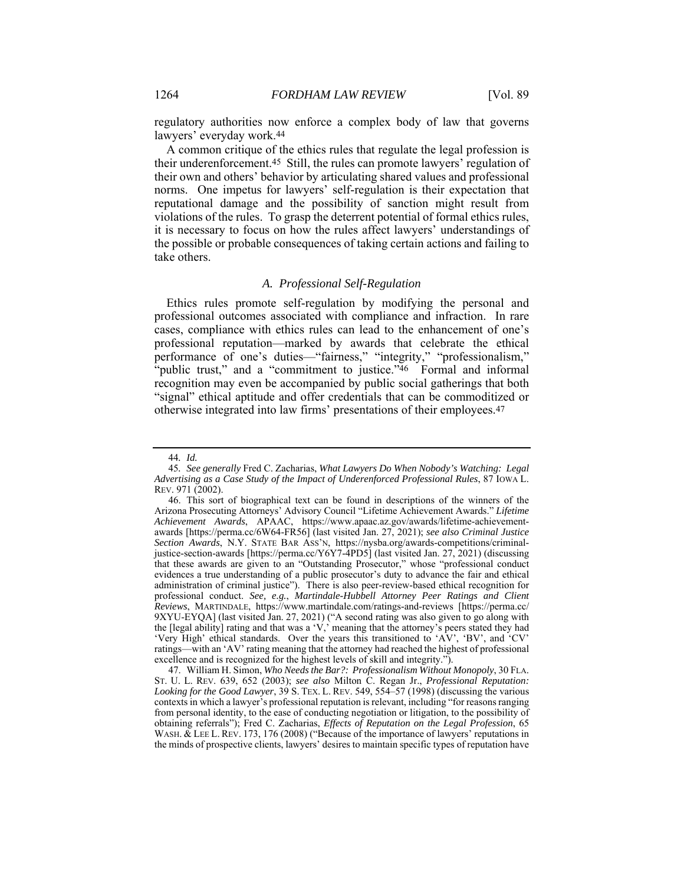regulatory authorities now enforce a complex body of law that governs lawyers' everyday work.[44]

A common critique of the ethics rules that regulate the legal profession is their underenforcement.[45] Still, the rules can promote lawyers' regulation of their own and others' behavior by articulating shared values and professional norms. One impetus for lawyers' self-regulation is their expectation that reputational damage and the possibility of sanction might result from violations of the rules. To grasp the deterrent potential of formal ethics rules, it is necessary to focus on how the rules affect lawyers' understandings of the possible or probable consequences of taking certain actions and failing to take others.

### *A. Professional Self-Regulation*

Ethics rules promote self-regulation by modifying the personal and professional outcomes associated with compliance and infraction. In rare cases, compliance with ethics rules can lead to the enhancement of one's professional reputation—marked by awards that celebrate the ethical performance of one's duties—"fairness," "integrity," "professionalism," "public trust," and a "commitment to justice."[46] Formal and informal recognition may even be accompanied by public social gatherings that both "signal" ethical aptitude and offer credentials that can be commoditized or otherwise integrated into law firms' presentations of their employees.[47]

---

44. *Id.*

45. *See generally* Fred C. Zacharias, *What Lawyers Do When Nobody's Watching: Legal Advertising as a Case Study of the Impact of Underenforced Professional Rules*, 87 IOWA L. REV. 971 (2002).

46. This sort of biographical text can be found in descriptions of the winners of the Arizona Prosecuting Attorneys' Advisory Council "Lifetime Achievement Awards." *Lifetime Achievement Awards*, APAAC, https://www.apaac.az.gov/awards/lifetime-achievement-awards [https://perma.cc/6W64-FR56] (last visited Jan. 27, 2021); *see also Criminal Justice Section Awards*, N.Y. STATE BAR ASS'N, https://nysba.org/awards-competitions/criminal-justice-section-awards [https://perma.cc/Y6Y7-4PD5] (last visited Jan. 27, 2021) (discussing that these awards are given to an "Outstanding Prosecutor," whose "professional conduct evidences a true understanding of a public prosecutor's duty to advance the fair and ethical administration of criminal justice"). There is also peer-review-based ethical recognition for professional conduct. *See, e.g.*, *Martindale-Hubbell Attorney Peer Ratings and Client Reviews*, MARTINDALE, https://www.martindale.com/ratings-and-reviews [https://perma.cc/9XYU-EYQA] (last visited Jan. 27, 2021) ("A second rating was also given to go along with the [legal ability] rating and that was a 'V,' meaning that the attorney's peers stated they had 'Very High' ethical standards. Over the years this transitioned to 'AV', 'BV', and 'CV' ratings—with an 'AV' rating meaning that the attorney had reached the highest of professional excellence and is recognized for the highest levels of skill and integrity.").

47. William H. Simon, *Who Needs the Bar?: Professionalism Without Monopoly*, 30 FLA. ST. U. L. REV. 639, 652 (2003); *see also* Milton C. Regan Jr., *Professional Reputation: Looking for the Good Lawyer*, 39 S. TEX. L. REV. 549, 554–57 (1998) (discussing the various contexts in which a lawyer's professional reputation is relevant, including "for reasons ranging from personal identity, to the ease of conducting negotiation or litigation, to the possibility of obtaining referrals"); Fred C. Zacharias, *Effects of Reputation on the Legal Profession*, 65 WASH. & LEE L. REV. 173, 176 (2008) ("Because of the importance of lawyers' reputations in the minds of prospective clients, lawyers' desires to maintain specific types of reputation have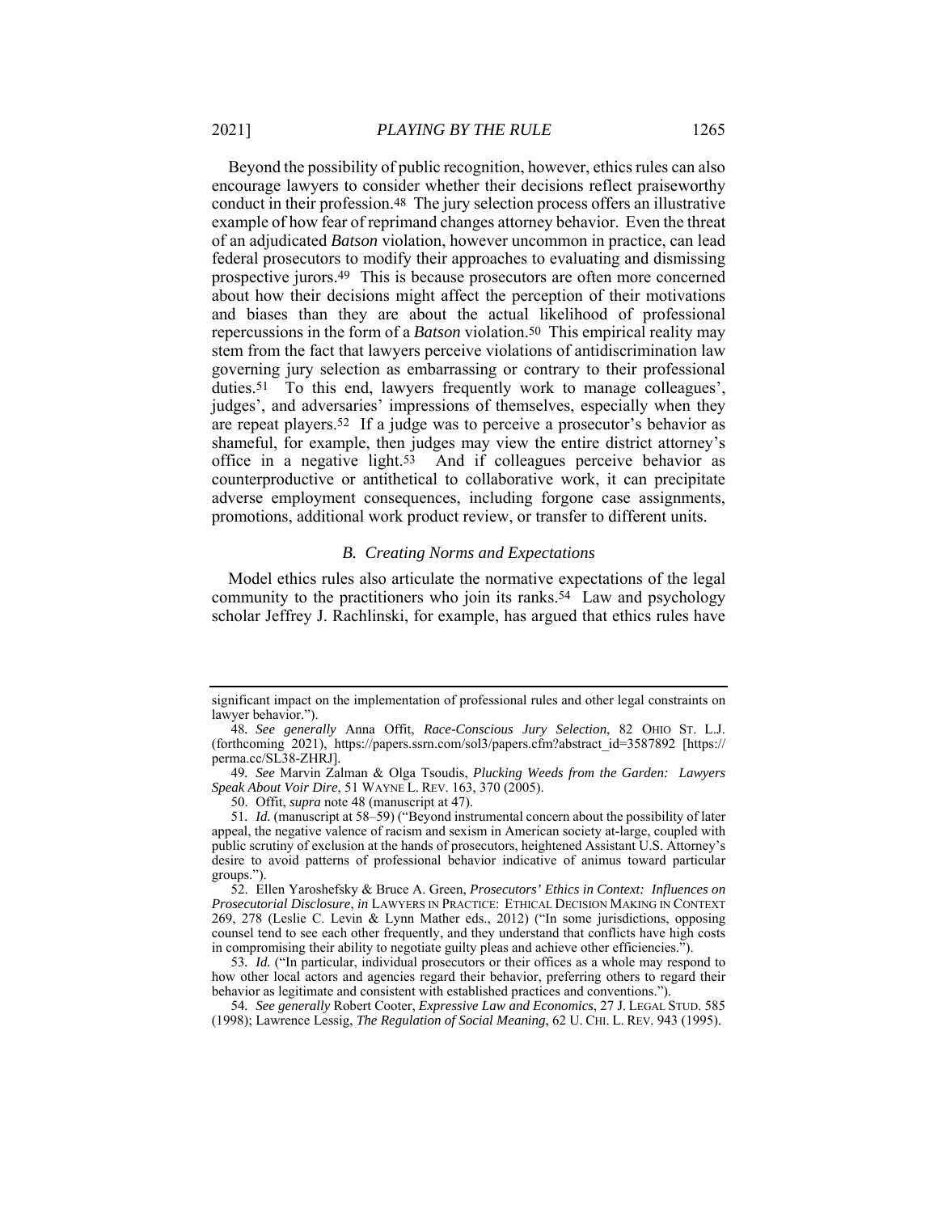Beyond the possibility of public recognition, however, ethics rules can also encourage lawyers to consider whether their decisions reflect praiseworthy conduct in their profession.[48] The jury selection process offers an illustrative example of how fear of reprimand changes attorney behavior. Even the threat of an adjudicated *Batson* violation, however uncommon in practice, can lead federal prosecutors to modify their approaches to evaluating and dismissing prospective jurors.[49] This is because prosecutors are often more concerned about how their decisions might affect the perception of their motivations and biases than they are about the actual likelihood of professional repercussions in the form of a *Batson* violation.[50] This empirical reality may stem from the fact that lawyers perceive violations of antidiscrimination law governing jury selection as embarrassing or contrary to their professional duties.[51] To this end, lawyers frequently work to manage colleagues', judges', and adversaries' impressions of themselves, especially when they are repeat players.[52] If a judge was to perceive a prosecutor's behavior as shameful, for example, then judges may view the entire district attorney's office in a negative light.[53] And if colleagues perceive behavior as counterproductive or antithetical to collaborative work, it can precipitate adverse employment consequences, including forgone case assignments, promotions, additional work product review, or transfer to different units.

### *B. Creating Norms and Expectations*

Model ethics rules also articulate the normative expectations of the legal community to the practitioners who join its ranks.[54] Law and psychology scholar Jeffrey J. Rachlinski, for example, has argued that ethics rules have

---

significant impact on the implementation of professional rules and other legal constraints on lawyer behavior.").

48. *See generally* Anna Offit, *Race-Conscious Jury Selection*, 82 OHIO ST. L.J. (forthcoming 2021), https://papers.ssrn.com/sol3/papers.cfm?abstract_id=3587892 [https://perma.cc/SL38-ZHRJ].

49. *See* Marvin Zalman & Olga Tsoudis, *Plucking Weeds from the Garden: Lawyers Speak About Voir Dire*, 51 WAYNE L. REV. 163, 370 (2005).

50. Offit, *supra* note 48 (manuscript at 47).

51. *Id.* (manuscript at 58–59) ("Beyond instrumental concern about the possibility of later appeal, the negative valence of racism and sexism in American society at-large, coupled with public scrutiny of exclusion at the hands of prosecutors, heightened Assistant U.S. Attorney's desire to avoid patterns of professional behavior indicative of animus toward particular groups.").

52. Ellen Yaroshefsky & Bruce A. Green, *Prosecutors' Ethics in Context: Influences on Prosecutorial Disclosure*, *in* LAWYERS IN PRACTICE: ETHICAL DECISION MAKING IN CONTEXT 269, 278 (Leslie C. Levin & Lynn Mather eds., 2012) ("In some jurisdictions, opposing counsel tend to see each other frequently, and they understand that conflicts have high costs in compromising their ability to negotiate guilty pleas and achieve other efficiencies.").

53. *Id.* ("In particular, individual prosecutors or their offices as a whole may respond to how other local actors and agencies regard their behavior, preferring others to regard their behavior as legitimate and consistent with established practices and conventions.").

54. *See generally* Robert Cooter, *Expressive Law and Economics*, 27 J. LEGAL STUD. 585 (1998); Lawrence Lessig, *The Regulation of Social Meaning*, 62 U. CHI. L. REV. 943 (1995).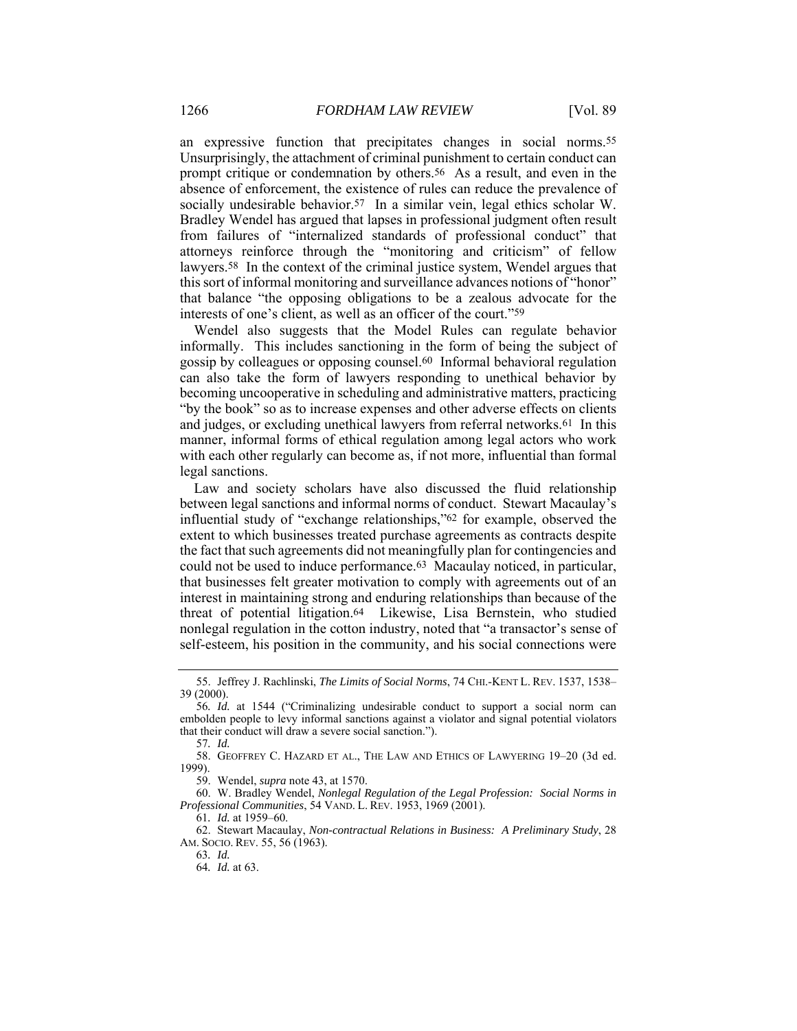an expressive function that precipitates changes in social norms.[55] Unsurprisingly, the attachment of criminal punishment to certain conduct can prompt critique or condemnation by others.[56] As a result, and even in the absence of enforcement, the existence of rules can reduce the prevalence of socially undesirable behavior.[57] In a similar vein, legal ethics scholar W. Bradley Wendel has argued that lapses in professional judgment often result from failures of "internalized standards of professional conduct" that attorneys reinforce through the "monitoring and criticism" of fellow lawyers.[58] In the context of the criminal justice system, Wendel argues that this sort of informal monitoring and surveillance advances notions of "honor" that balance "the opposing obligations to be a zealous advocate for the interests of one's client, as well as an officer of the court."[59]

Wendel also suggests that the Model Rules can regulate behavior informally. This includes sanctioning in the form of being the subject of gossip by colleagues or opposing counsel.[60] Informal behavioral regulation can also take the form of lawyers responding to unethical behavior by becoming uncooperative in scheduling and administrative matters, practicing "by the book" so as to increase expenses and other adverse effects on clients and judges, or excluding unethical lawyers from referral networks.[61] In this manner, informal forms of ethical regulation among legal actors who work with each other regularly can become as, if not more, influential than formal legal sanctions.

Law and society scholars have also discussed the fluid relationship between legal sanctions and informal norms of conduct. Stewart Macaulay's influential study of "exchange relationships,"[62] for example, observed the extent to which businesses treated purchase agreements as contracts despite the fact that such agreements did not meaningfully plan for contingencies and could not be used to induce performance.[63] Macaulay noticed, in particular, that businesses felt greater motivation to comply with agreements out of an interest in maintaining strong and enduring relationships than because of the threat of potential litigation.[64] Likewise, Lisa Bernstein, who studied nonlegal regulation in the cotton industry, noted that "a transactor's sense of self-esteem, his position in the community, and his social connections were

---

55. Jeffrey J. Rachlinski, *The Limits of Social Norms*, 74 CHI.-KENT L. REV. 1537, 1538–39 (2000).

56. *Id.* at 1544 ("Criminalizing undesirable conduct to support a social norm can embolden people to levy informal sanctions against a violator and signal potential violators that their conduct will draw a severe social sanction.").

57. *Id.*

58. GEOFFREY C. HAZARD ET AL., THE LAW AND ETHICS OF LAWYERING 19–20 (3d ed. 1999).

59. Wendel, *supra* note 43, at 1570.

60. W. Bradley Wendel, *Nonlegal Regulation of the Legal Profession: Social Norms in Professional Communities*, 54 VAND. L. REV. 1953, 1969 (2001).

61. *Id.* at 1959–60.

62. Stewart Macaulay, *Non-contractual Relations in Business: A Preliminary Study*, 28 AM. SOCIO. REV. 55, 56 (1963).

63. *Id.*

64. *Id.* at 63.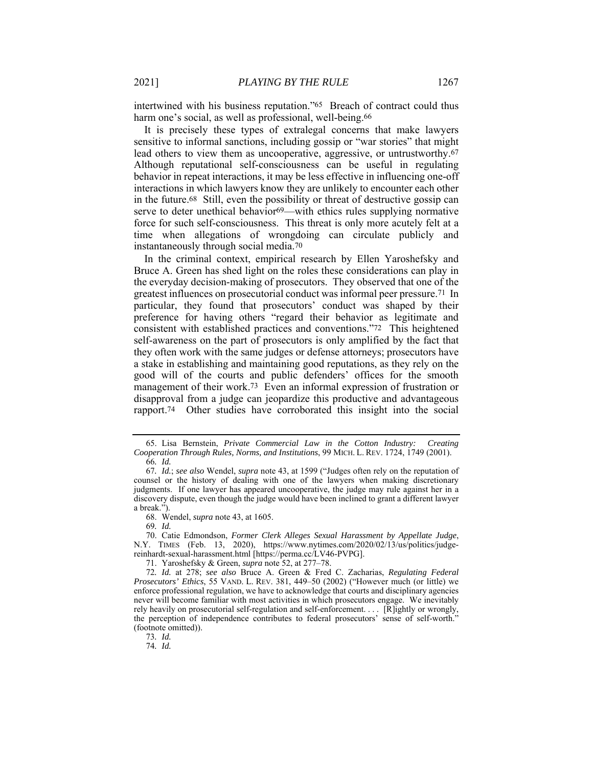intertwined with his business reputation."[65] Breach of contract could thus harm one's social, as well as professional, well-being.[66]

It is precisely these types of extralegal concerns that make lawyers sensitive to informal sanctions, including gossip or "war stories" that might lead others to view them as uncooperative, aggressive, or untrustworthy.[67] Although reputational self-consciousness can be useful in regulating behavior in repeat interactions, it may be less effective in influencing one-off interactions in which lawyers know they are unlikely to encounter each other in the future.[68] Still, even the possibility or threat of destructive gossip can serve to deter unethical behavior[69]—with ethics rules supplying normative force for such self-consciousness. This threat is only more acutely felt at a time when allegations of wrongdoing can circulate publicly and instantaneously through social media.[70]

In the criminal context, empirical research by Ellen Yaroshefsky and Bruce A. Green has shed light on the roles these considerations can play in the everyday decision-making of prosecutors. They observed that one of the greatest influences on prosecutorial conduct was informal peer pressure.[71] In particular, they found that prosecutors' conduct was shaped by their preference for having others "regard their behavior as legitimate and consistent with established practices and conventions."[72] This heightened self-awareness on the part of prosecutors is only amplified by the fact that they often work with the same judges or defense attorneys; prosecutors have a stake in establishing and maintaining good reputations, as they rely on the good will of the courts and public defenders' offices for the smooth management of their work.[73] Even an informal expression of frustration or disapproval from a judge can jeopardize this productive and advantageous rapport.[74] Other studies have corroborated this insight into the social

---

65. Lisa Bernstein, *Private Commercial Law in the Cotton Industry: Creating Cooperation Through Rules, Norms, and Institutions*, 99 MICH. L. REV. 1724, 1749 (2001).

66. *Id.*

67. *Id.*; *see also* Wendel, *supra* note 43, at 1599 ("Judges often rely on the reputation of counsel or the history of dealing with one of the lawyers when making discretionary judgments. If one lawyer has appeared uncooperative, the judge may rule against her in a discovery dispute, even though the judge would have been inclined to grant a different lawyer a break.").

68. Wendel, *supra* note 43, at 1605.

69. *Id.*

70. Catie Edmondson, *Former Clerk Alleges Sexual Harassment by Appellate Judge*, N.Y. TIMES (Feb. 13, 2020), https://www.nytimes.com/2020/02/13/us/politics/judge-reinhardt-sexual-harassment.html [https://perma.cc/LV46-PVPG].

71. Yaroshefsky & Green, *supra* note 52, at 277–78.

72. *Id.* at 278; *see also* Bruce A. Green & Fred C. Zacharias, *Regulating Federal Prosecutors' Ethics*, 55 VAND. L. REV. 381, 449–50 (2002) ("However much (or little) we enforce professional regulation, we have to acknowledge that courts and disciplinary agencies never will become familiar with most activities in which prosecutors engage. We inevitably rely heavily on prosecutorial self-regulation and self-enforcement. . . . [R]ightly or wrongly, the perception of independence contributes to federal prosecutors' sense of self-worth." (footnote omitted)).

73. *Id.*

74. *Id.*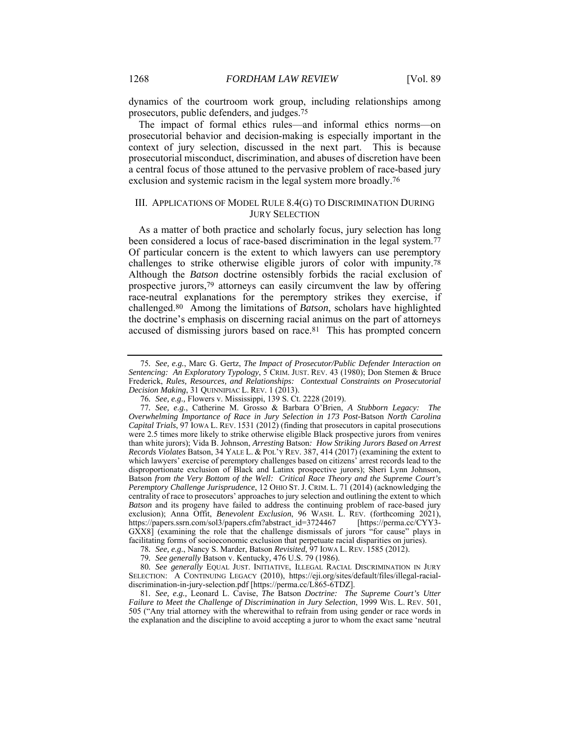dynamics of the courtroom work group, including relationships among prosecutors, public defenders, and judges.[75]

The impact of formal ethics rules—and informal ethics norms—on prosecutorial behavior and decision-making is especially important in the context of jury selection, discussed in the next part. This is because prosecutorial misconduct, discrimination, and abuses of discretion have been a central focus of those attuned to the pervasive problem of race-based jury exclusion and systemic racism in the legal system more broadly.[76]

## III. APPLICATIONS OF MODEL RULE 8.4(G) TO DISCRIMINATION DURING JURY SELECTION

As a matter of both practice and scholarly focus, jury selection has long been considered a locus of race-based discrimination in the legal system.[77] Of particular concern is the extent to which lawyers can use peremptory challenges to strike otherwise eligible jurors of color with impunity.[78] Although the *Batson* doctrine ostensibly forbids the racial exclusion of prospective jurors,[79] attorneys can easily circumvent the law by offering race-neutral explanations for the peremptory strikes they exercise, if challenged.[80] Among the limitations of *Batson*, scholars have highlighted the doctrine's emphasis on discerning racial animus on the part of attorneys accused of dismissing jurors based on race.[81] This has prompted concern

---

75. *See, e.g.*, Marc G. Gertz, *The Impact of Prosecutor/Public Defender Interaction on Sentencing: An Exploratory Typology*, 5 CRIM. JUST. REV. 43 (1980); Don Stemen & Bruce Frederick, *Rules, Resources, and Relationships: Contextual Constraints on Prosecutorial Decision Making*, 31 QUINNIPIAC L. REV. 1 (2013).

76. *See, e.g.,* Flowers v. Mississippi, 139 S. Ct. 2228 (2019).

77. *See, e.g.*, Catherine M. Grosso & Barbara O'Brien, *A Stubborn Legacy: The Overwhelming Importance of Race in Jury Selection in 173 Post-*Batson *North Carolina Capital Trials*, 97 IOWA L. REV. 1531 (2012) (finding that prosecutors in capital prosecutions were 2.5 times more likely to strike otherwise eligible Black prospective jurors from venires than white jurors); Vida B. Johnson, *Arresting* Batson*: How Striking Jurors Based on Arrest Records Violates* Batson, 34 YALE L. & POL'Y REV. 387, 414 (2017) (examining the extent to which lawyers' exercise of peremptory challenges based on citizens' arrest records lead to the disproportionate exclusion of Black and Latinx prospective jurors); Sheri Lynn Johnson, Batson *from the Very Bottom of the Well: Critical Race Theory and the Supreme Court's Peremptory Challenge Jurisprudence*, 12 OHIO ST. J. CRIM. L. 71 (2014) (acknowledging the centrality of race to prosecutors' approaches to jury selection and outlining the extent to which *Batson* and its progeny have failed to address the continuing problem of race-based jury exclusion); Anna Offit, *Benevolent Exclusion*, 96 WASH. L. REV. (forthcoming 2021), https://papers.ssrn.com/sol3/papers.cfm?abstract_id=3724467 [https://perma.cc/CYY3-GXX8] (examining the role that the challenge dismissals of jurors "for cause" plays in facilitating forms of socioeconomic exclusion that perpetuate racial disparities on juries).

78. *See, e.g.*, Nancy S. Marder, Batson *Revisited*, 97 IOWA L. REV. 1585 (2012).

79. *See generally* Batson v. Kentucky, 476 U.S. 79 (1986).

80. *See generally* EQUAL JUST. INITIATIVE, ILLEGAL RACIAL DISCRIMINATION IN JURY SELECTION: A CONTINUING LEGACY (2010), https://eji.org/sites/default/files/illegal-racial-discrimination-in-jury-selection.pdf [https://perma.cc/L865-6TDZ].

81. *See, e.g.,* Leonard L. Cavise, *The* Batson *Doctrine: The Supreme Court's Utter Failure to Meet the Challenge of Discrimination in Jury Selection*, 1999 WIS. L. REV. 501, 505 ("Any trial attorney with the wherewithal to refrain from using gender or race words in the explanation and the discipline to avoid accepting a juror to whom the exact same 'neutral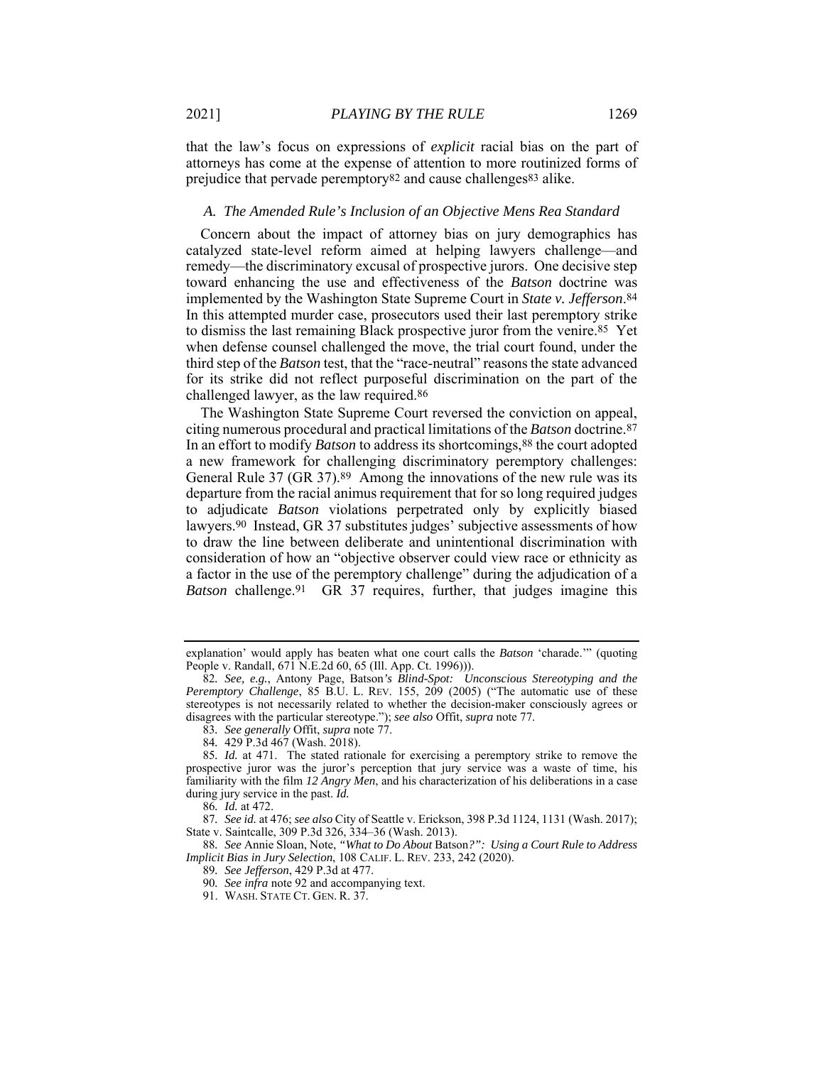that the law's focus on expressions of *explicit* racial bias on the part of attorneys has come at the expense of attention to more routinized forms of prejudice that pervade peremptory[82] and cause challenges[83] alike.

### *A. The Amended Rule's Inclusion of an Objective Mens Rea Standard*

Concern about the impact of attorney bias on jury demographics has catalyzed state-level reform aimed at helping lawyers challenge—and remedy—the discriminatory excusal of prospective jurors. One decisive step toward enhancing the use and effectiveness of the *Batson* doctrine was implemented by the Washington State Supreme Court in *State v. Jefferson*.[84] In this attempted murder case, prosecutors used their last peremptory strike to dismiss the last remaining Black prospective juror from the venire.[85] Yet when defense counsel challenged the move, the trial court found, under the third step of the *Batson* test, that the "race-neutral" reasons the state advanced for its strike did not reflect purposeful discrimination on the part of the challenged lawyer, as the law required.[86]

The Washington State Supreme Court reversed the conviction on appeal, citing numerous procedural and practical limitations of the *Batson* doctrine.[87] In an effort to modify *Batson* to address its shortcomings,[88] the court adopted a new framework for challenging discriminatory peremptory challenges: General Rule 37 (GR 37).[89] Among the innovations of the new rule was its departure from the racial animus requirement that for so long required judges to adjudicate *Batson* violations perpetrated only by explicitly biased lawyers.[90] Instead, GR 37 substitutes judges' subjective assessments of how to draw the line between deliberate and unintentional discrimination with consideration of how an "objective observer could view race or ethnicity as a factor in the use of the peremptory challenge" during the adjudication of a *Batson* challenge.[91] GR 37 requires, further, that judges imagine this

---

explanation' would apply has beaten what one court calls the *Batson* 'charade.'" (quoting People v. Randall, 671 N.E.2d 60, 65 (Ill. App. Ct. 1996))).

82. *See, e.g.*, Antony Page, Batson*'s Blind-Spot: Unconscious Stereotyping and the Peremptory Challenge*, 85 B.U. L. REV. 155, 209 (2005) ("The automatic use of these stereotypes is not necessarily related to whether the decision-maker consciously agrees or disagrees with the particular stereotype."); *see also* Offit, *supra* note 77.

83. *See generally* Offit, *supra* note 77.

84. 429 P.3d 467 (Wash. 2018).

85. *Id.* at 471. The stated rationale for exercising a peremptory strike to remove the prospective juror was the juror's perception that jury service was a waste of time, his familiarity with the film *12 Angry Men*, and his characterization of his deliberations in a case during jury service in the past. *Id.*

86. *Id.* at 472.

87. *See id.* at 476; *see also* City of Seattle v. Erickson, 398 P.3d 1124, 1131 (Wash. 2017); State v. Saintcalle, 309 P.3d 326, 334–36 (Wash. 2013).

88. *See* Annie Sloan, Note, *"What to Do About* Batson*?": Using a Court Rule to Address Implicit Bias in Jury Selection*, 108 CALIF. L. REV. 233, 242 (2020).

89. *See Jefferson*, 429 P.3d at 477.

90. *See infra* note 92 and accompanying text.

91. WASH. STATE CT. GEN. R. 37.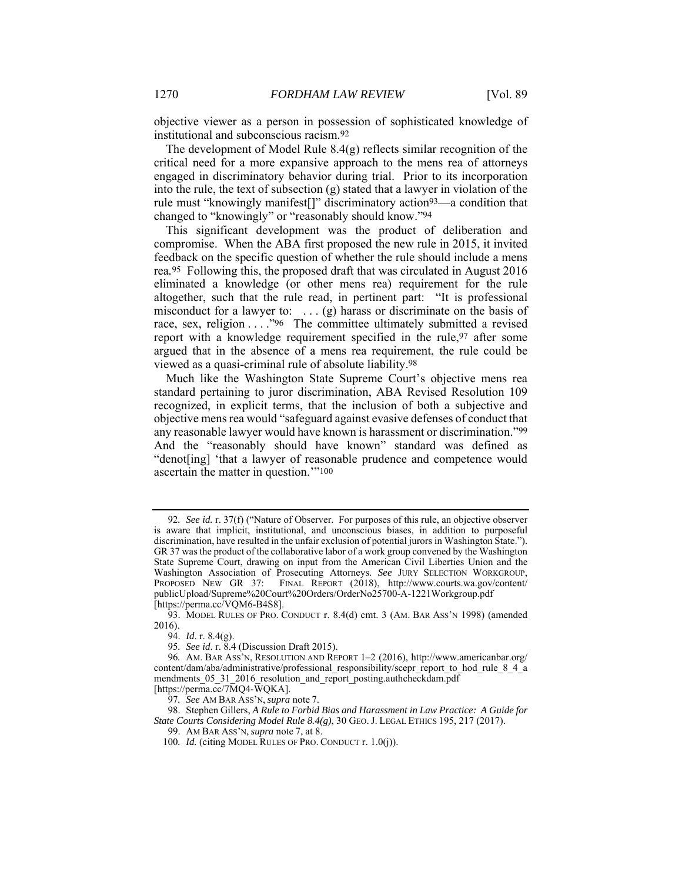objective viewer as a person in possession of sophisticated knowledge of institutional and subconscious racism.[92]

The development of Model Rule 8.4(g) reflects similar recognition of the critical need for a more expansive approach to the mens rea of attorneys engaged in discriminatory behavior during trial. Prior to its incorporation into the rule, the text of subsection (g) stated that a lawyer in violation of the rule must "knowingly manifest[]" discriminatory action[93]—a condition that changed to "knowingly" or "reasonably should know."[94]

This significant development was the product of deliberation and compromise. When the ABA first proposed the new rule in 2015, it invited feedback on the specific question of whether the rule should include a mens rea.[95] Following this, the proposed draft that was circulated in August 2016 eliminated a knowledge (or other mens rea) requirement for the rule altogether, such that the rule read, in pertinent part: "It is professional misconduct for a lawyer to: . . . (g) harass or discriminate on the basis of race, sex, religion . . . ."[96] The committee ultimately submitted a revised report with a knowledge requirement specified in the rule,[97] after some argued that in the absence of a mens rea requirement, the rule could be viewed as a quasi-criminal rule of absolute liability.[98]

Much like the Washington State Supreme Court's objective mens rea standard pertaining to juror discrimination, ABA Revised Resolution 109 recognized, in explicit terms, that the inclusion of both a subjective and objective mens rea would "safeguard against evasive defenses of conduct that any reasonable lawyer would have known is harassment or discrimination."[99] And the "reasonably should have known" standard was defined as "denot[ing] 'that a lawyer of reasonable prudence and competence would ascertain the matter in question.'"[100]

---

92. *See id.* r. 37(f) ("Nature of Observer. For purposes of this rule, an objective observer is aware that implicit, institutional, and unconscious biases, in addition to purposeful discrimination, have resulted in the unfair exclusion of potential jurors in Washington State."). GR 37 was the product of the collaborative labor of a work group convened by the Washington State Supreme Court, drawing on input from the American Civil Liberties Union and the Washington Association of Prosecuting Attorneys. *See* JURY SELECTION WORKGROUP, PROPOSED NEW GR 37: FINAL REPORT (2018), http://www.courts.wa.gov/content/publicUpload/Supreme%20Court%20Orders/OrderNo25700-A-1221Workgroup.pdf [https://perma.cc/VQM6-B4S8].

93. MODEL RULES OF PRO. CONDUCT r. 8.4(d) cmt. 3 (AM. BAR ASS'N 1998) (amended 2016).

94. *Id*. r. 8.4(g).

95. *See id*. r. 8.4 (Discussion Draft 2015).

96. AM. BAR ASS'N, RESOLUTION AND REPORT 1–2 (2016), http://www.americanbar.org/content/dam/aba/administrative/professional_responsibility/scepr_report_to_hod_rule_8_4_amendments_05_31_2016_resolution_and_report_posting.authcheckdam.pdf [https://perma.cc/7MQ4-WQKA].

97. *See* AM BAR ASS'N, *supra* note 7.

98. Stephen Gillers, *A Rule to Forbid Bias and Harassment in Law Practice: A Guide for State Courts Considering Model Rule 8.4(g)*, 30 GEO. J. LEGAL ETHICS 195, 217 (2017).

99. AM BAR ASS'N, *supra* note 7, at 8.

100. *Id.* (citing MODEL RULES OF PRO. CONDUCT r. 1.0(j)).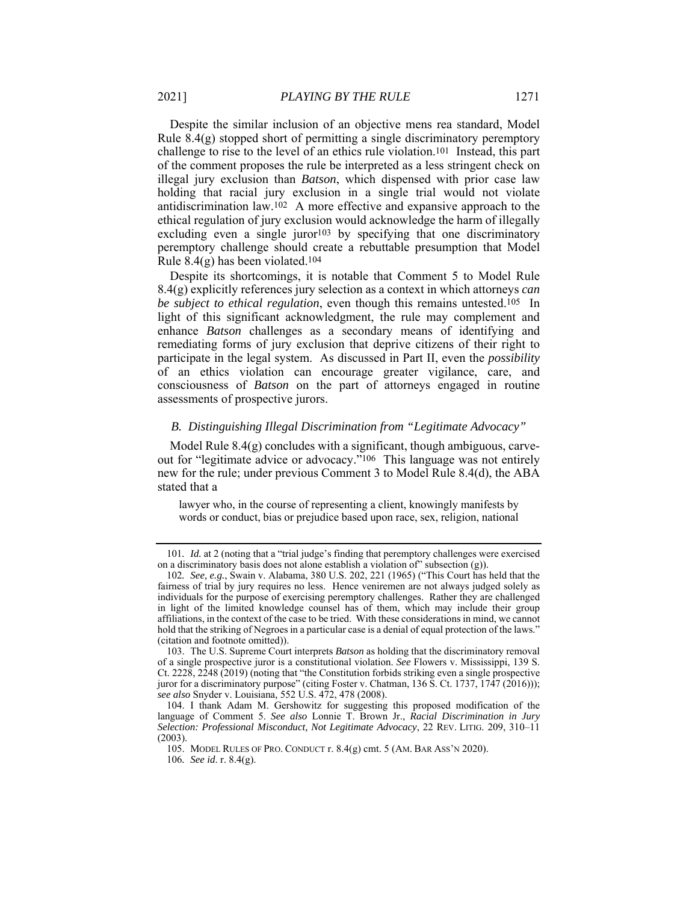Despite the similar inclusion of an objective mens rea standard, Model Rule 8.4(g) stopped short of permitting a single discriminatory peremptory challenge to rise to the level of an ethics rule violation.[101] Instead, this part of the comment proposes the rule be interpreted as a less stringent check on illegal jury exclusion than *Batson*, which dispensed with prior case law holding that racial jury exclusion in a single trial would not violate antidiscrimination law.[102] A more effective and expansive approach to the ethical regulation of jury exclusion would acknowledge the harm of illegally excluding even a single juror[103] by specifying that one discriminatory peremptory challenge should create a rebuttable presumption that Model Rule 8.4(g) has been violated.[104]

Despite its shortcomings, it is notable that Comment 5 to Model Rule 8.4(g) explicitly references jury selection as a context in which attorneys *can be subject to ethical regulation*, even though this remains untested.[105] In light of this significant acknowledgment, the rule may complement and enhance *Batson* challenges as a secondary means of identifying and remediating forms of jury exclusion that deprive citizens of their right to participate in the legal system. As discussed in Part II, even the *possibility* of an ethics violation can encourage greater vigilance, care, and consciousness of *Batson* on the part of attorneys engaged in routine assessments of prospective jurors.

### *B. Distinguishing Illegal Discrimination from "Legitimate Advocacy"*

Model Rule 8.4(g) concludes with a significant, though ambiguous, carve-out for "legitimate advice or advocacy."[106] This language was not entirely new for the rule; under previous Comment 3 to Model Rule 8.4(d), the ABA stated that a

> lawyer who, in the course of representing a client, knowingly manifests by words or conduct, bias or prejudice based upon race, sex, religion, national

---

101. *Id.* at 2 (noting that a "trial judge's finding that peremptory challenges were exercised on a discriminatory basis does not alone establish a violation of" subsection (g)).

102. *See, e.g.*, Swain v. Alabama, 380 U.S. 202, 221 (1965) ("This Court has held that the fairness of trial by jury requires no less. Hence veniremen are not always judged solely as individuals for the purpose of exercising peremptory challenges. Rather they are challenged in light of the limited knowledge counsel has of them, which may include their group affiliations, in the context of the case to be tried. With these considerations in mind, we cannot hold that the striking of Negroes in a particular case is a denial of equal protection of the laws." (citation and footnote omitted)).

103. The U.S. Supreme Court interprets *Batson* as holding that the discriminatory removal of a single prospective juror is a constitutional violation. *See* Flowers v. Mississippi, 139 S. Ct. 2228, 2248 (2019) (noting that "the Constitution forbids striking even a single prospective juror for a discriminatory purpose" (citing Foster v. Chatman, 136 S. Ct. 1737, 1747 (2016))); *see also* Snyder v. Louisiana, 552 U.S. 472, 478 (2008).

104. I thank Adam M. Gershowitz for suggesting this proposed modification of the language of Comment 5. *See also* Lonnie T. Brown Jr., *Racial Discrimination in Jury Selection: Professional Misconduct, Not Legitimate Advocacy*, 22 REV. LITIG. 209, 310–11 (2003).

105. MODEL RULES OF PRO. CONDUCT r. 8.4(g) cmt. 5 (AM. BAR ASS'N 2020).

106. *See id*. r. 8.4(g).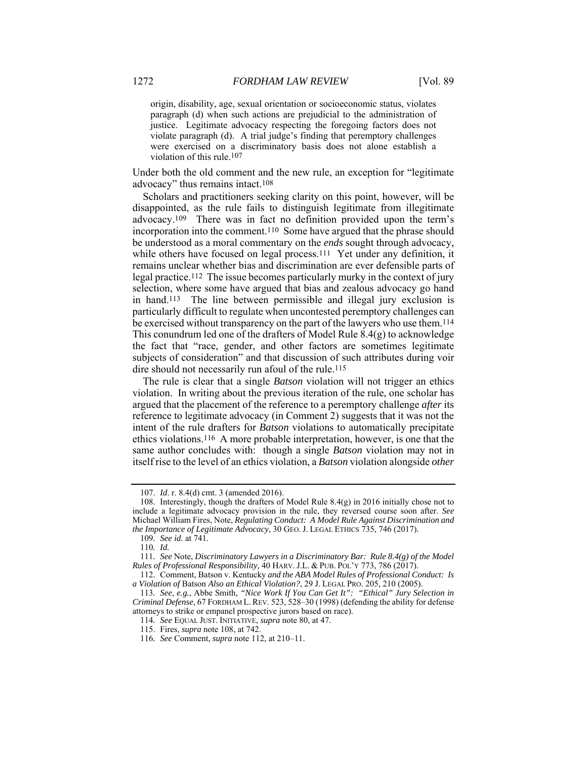origin, disability, age, sexual orientation or socioeconomic status, violates paragraph (d) when such actions are prejudicial to the administration of justice. Legitimate advocacy respecting the foregoing factors does not violate paragraph (d). A trial judge's finding that peremptory challenges were exercised on a discriminatory basis does not alone establish a violation of this rule.[107]

Under both the old comment and the new rule, an exception for "legitimate advocacy" thus remains intact.[108]

Scholars and practitioners seeking clarity on this point, however, will be disappointed, as the rule fails to distinguish legitimate from illegitimate advocacy.[109] There was in fact no definition provided upon the term's incorporation into the comment.[110] Some have argued that the phrase should be understood as a moral commentary on the *ends* sought through advocacy, while others have focused on legal process.[111] Yet under any definition, it remains unclear whether bias and discrimination are ever defensible parts of legal practice.[112] The issue becomes particularly murky in the context of jury selection, where some have argued that bias and zealous advocacy go hand in hand.[113] The line between permissible and illegal jury exclusion is particularly difficult to regulate when uncontested peremptory challenges can be exercised without transparency on the part of the lawyers who use them.[114] This conundrum led one of the drafters of Model Rule 8.4(g) to acknowledge the fact that "race, gender, and other factors are sometimes legitimate subjects of consideration" and that discussion of such attributes during voir dire should not necessarily run afoul of the rule.[115]

The rule is clear that a single *Batson* violation will not trigger an ethics violation. In writing about the previous iteration of the rule, one scholar has argued that the placement of the reference to a peremptory challenge *after* its reference to legitimate advocacy (in Comment 2) suggests that it was not the intent of the rule drafters for *Batson* violations to automatically precipitate ethics violations.[116] A more probable interpretation, however, is one that the same author concludes with: though a single *Batson* violation may not in itself rise to the level of an ethics violation, a *Batson* violation alongside *other*

---

107. *Id*. r. 8.4(d) cmt. 3 (amended 2016).

108. Interestingly, though the drafters of Model Rule 8.4(g) in 2016 initially chose not to include a legitimate advocacy provision in the rule, they reversed course soon after. *See* Michael William Fires, Note, *Regulating Conduct: A Model Rule Against Discrimination and the Importance of Legitimate Advocacy*, 30 GEO. J. LEGAL ETHICS 735, 746 (2017).

109. *See id.* at 741.

110. *Id.*

111. *See* Note, *Discriminatory Lawyers in a Discriminatory Bar: Rule 8.4(g) of the Model Rules of Professional Responsibility,* 40 HARV. J.L. & PUB. POL'Y 773, 786 (2017).

112. Comment, Batson v. Kentucky *and the ABA Model Rules of Professional Conduct: Is a Violation of* Batson *Also an Ethical Violation?*, 29 J. LEGAL PRO. 205, 210 (2005).

113. *See, e.g.*, Abbe Smith, *"Nice Work If You Can Get It": "Ethical" Jury Selection in Criminal Defense*, 67 FORDHAM L. REV. 523, 528–30 (1998) (defending the ability for defense attorneys to strike or empanel prospective jurors based on race).

114. *See* EQUAL JUST. INITIATIVE, *supra* note 80, at 47.

115. Fires, *supra* note 108, at 742.

116. *See* Comment, *supra* note 112, at 210–11.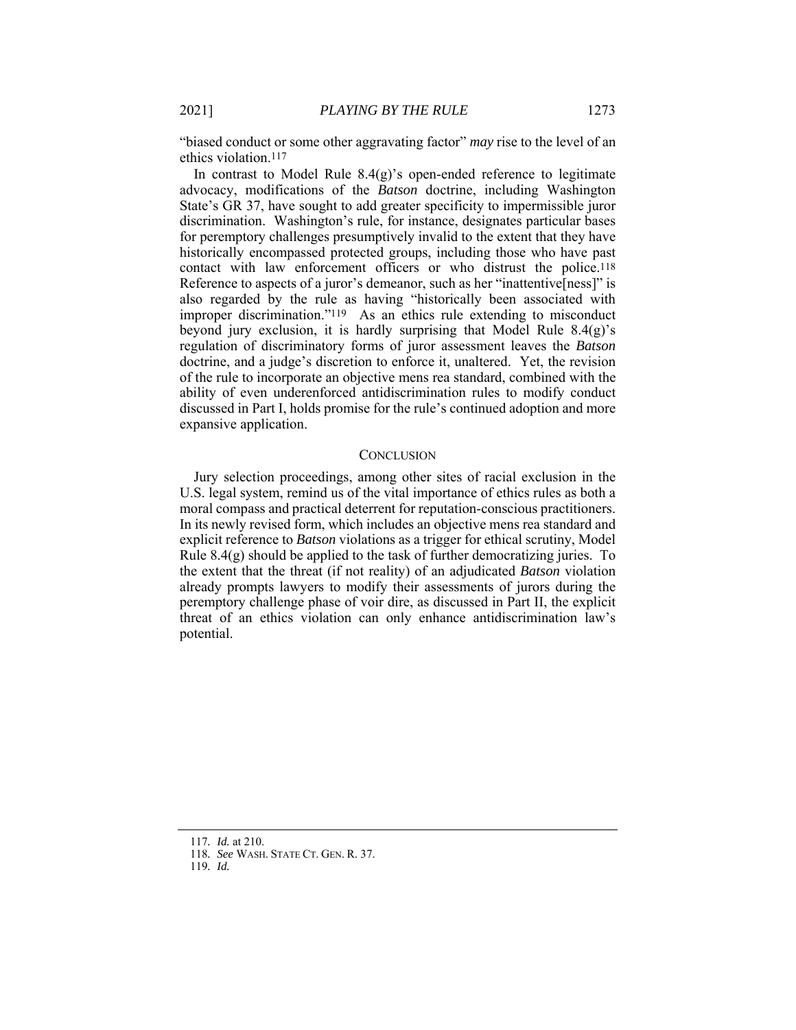"biased conduct or some other aggravating factor" *may* rise to the level of an ethics violation.[117]

In contrast to Model Rule 8.4(g)'s open-ended reference to legitimate advocacy, modifications of the *Batson* doctrine, including Washington State's GR 37, have sought to add greater specificity to impermissible juror discrimination. Washington's rule, for instance, designates particular bases for peremptory challenges presumptively invalid to the extent that they have historically encompassed protected groups, including those who have past contact with law enforcement officers or who distrust the police.[118] Reference to aspects of a juror's demeanor, such as her "inattentive[ness]" is also regarded by the rule as having "historically been associated with improper discrimination."[119] As an ethics rule extending to misconduct beyond jury exclusion, it is hardly surprising that Model Rule 8.4(g)'s regulation of discriminatory forms of juror assessment leaves the *Batson* doctrine, and a judge's discretion to enforce it, unaltered. Yet, the revision of the rule to incorporate an objective mens rea standard, combined with the ability of even underenforced antidiscrimination rules to modify conduct discussed in Part I, holds promise for the rule's continued adoption and more expansive application.

## CONCLUSION

Jury selection proceedings, among other sites of racial exclusion in the U.S. legal system, remind us of the vital importance of ethics rules as both a moral compass and practical deterrent for reputation-conscious practitioners. In its newly revised form, which includes an objective mens rea standard and explicit reference to *Batson* violations as a trigger for ethical scrutiny, Model Rule 8.4(g) should be applied to the task of further democratizing juries. To the extent that the threat (if not reality) of an adjudicated *Batson* violation already prompts lawyers to modify their assessments of jurors during the peremptory challenge phase of voir dire, as discussed in Part II, the explicit threat of an ethics violation can only enhance antidiscrimination law's potential.

---

117. *Id.* at 210.

118. *See* WASH. STATE CT. GEN. R. 37.

119. *Id.*